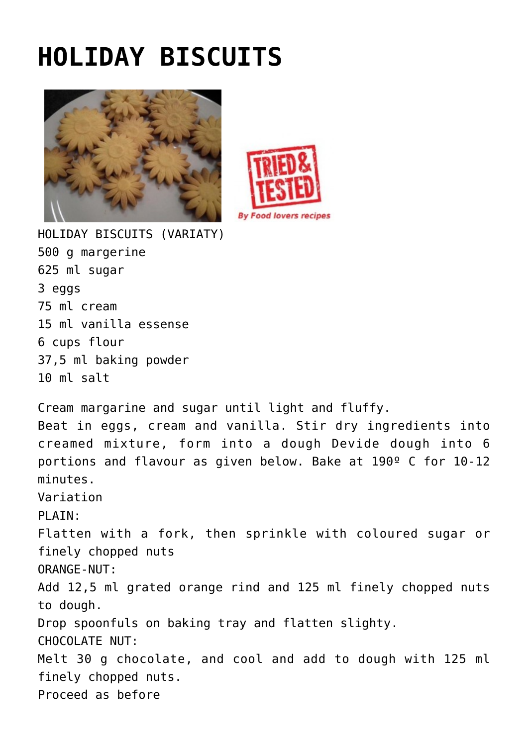# HOLIDAY BISCUITS

HOLIDAY BISCUITS (VARIATY)
500 g margerine
625 ml sugar
3 eggs
75 ml cream
15 ml vanilla essense
6 cups flour
37,5 ml baking powder
10 ml salt

Cream margarine and sugar until light and fluffy.
Beat in eggs, cream and vanilla. Stir dry ingredients into creamed mixture, form into a dough Devide dough into 6 portions and flavour as given below. Bake at 190º C for 10-12 minutes.
Variation
PLAIN:
Flatten with a fork, then sprinkle with coloured sugar or finely chopped nuts
ORANGE-NUT:
Add 12,5 ml grated orange rind and 125 ml finely chopped nuts to dough.
Drop spoonfuls on baking tray and flatten slighty.
CHOCOLATE NUT:
Melt 30 g chocolate, and cool and add to dough with 125 ml finely chopped nuts.
Proceed as before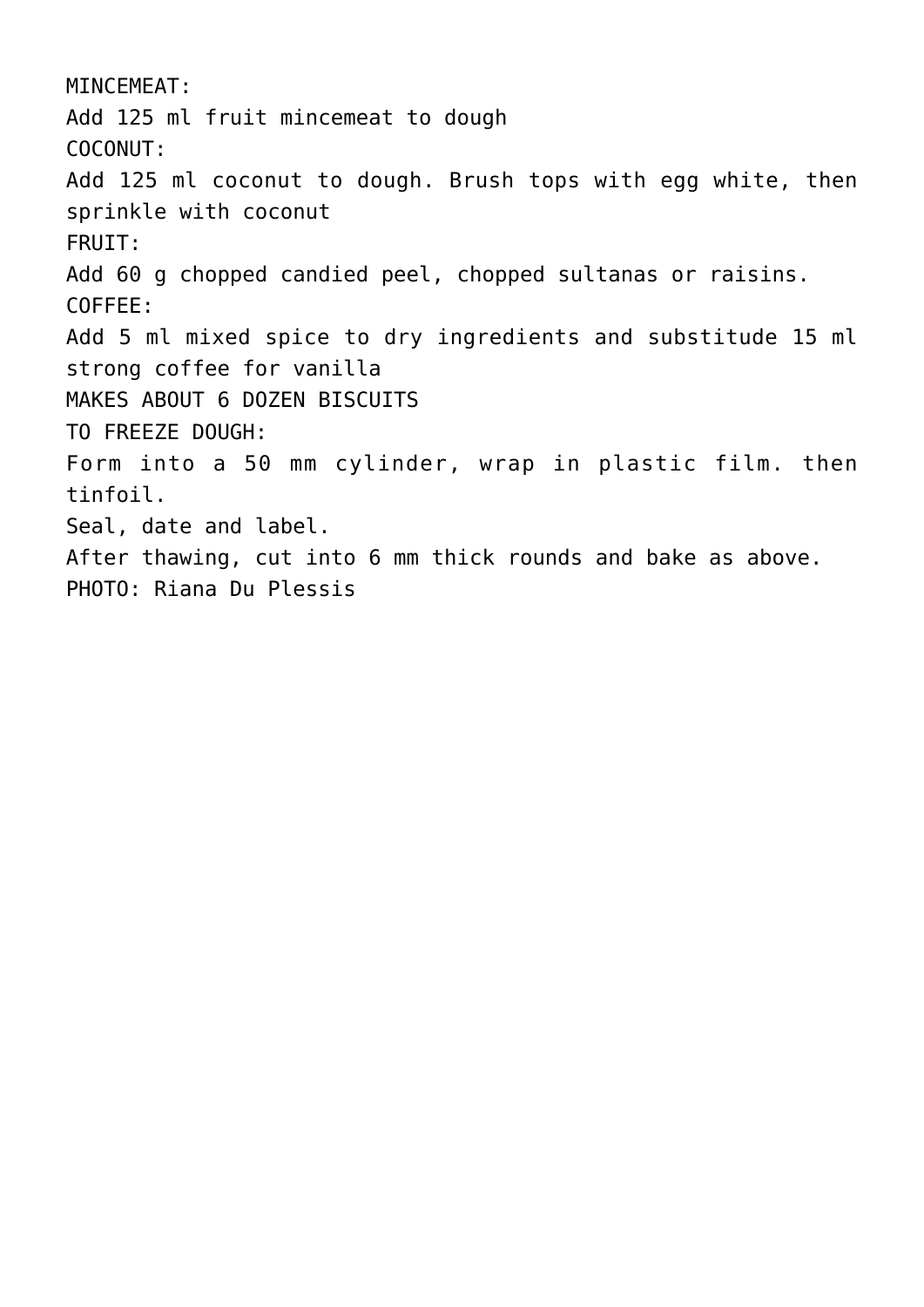MINCEMEAT:

Add 125 ml fruit mincemeat to dough

COCONUT:

Add 125 ml coconut to dough. Brush tops with egg white, then sprinkle with coconut

FRUIT:

Add 60 g chopped candied peel, chopped sultanas or raisins.

COFFEE:

Add 5 ml mixed spice to dry ingredients and substitude 15 ml strong coffee for vanilla

MAKES ABOUT 6 DOZEN BISCUITS

TO FREEZE DOUGH:

Form into a 50 mm cylinder, wrap in plastic film. then tinfoil.

Seal, date and label.

After thawing, cut into 6 mm thick rounds and bake as above.

PHOTO: Riana Du Plessis